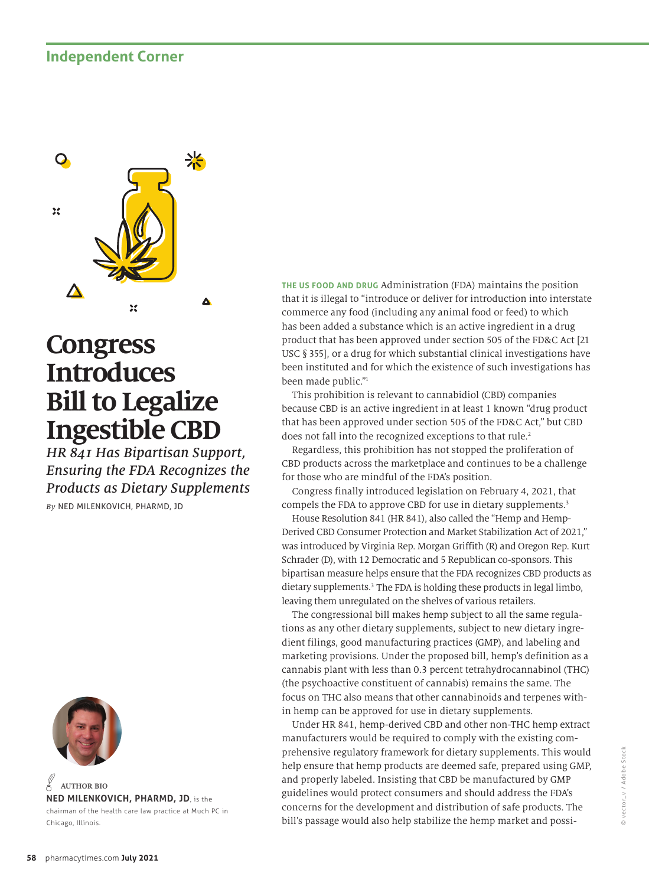# Congress Introduces Bill to Legalize Ingestible CBD

*HR 841 Has Bipartisan Support, Ensuring the FDA Recognizes the Products as Dietary Supplements*

*By* NED MILENKOVICH, PHARMD, JD

**AUTHOR BIO**

**NED MILENKOVICH, PHARMD, JD**, is the chairman of the health care law practice at Much PC in Chicago, Illinois.

THE US FOOD AND DRUG Administration (FDA) maintains the position that it is illegal to "introduce or deliver for introduction into interstate commerce any food (including any animal food or feed) to which has been added a substance which is an active ingredient in a drug product that has been approved under section 505 of the FD&C Act [21 USC § 355], or a drug for which substantial clinical investigations have been instituted and for which the existence of such investigations has been made public."[1]

This prohibition is relevant to cannabidiol (CBD) companies because CBD is an active ingredient in at least 1 known "drug product that has been approved under section 505 of the FD&C Act," but CBD does not fall into the recognized exceptions to that rule.[2]

Regardless, this prohibition has not stopped the proliferation of CBD products across the marketplace and continues to be a challenge for those who are mindful of the FDA's position.

Congress finally introduced legislation on February 4, 2021, that compels the FDA to approve CBD for use in dietary supplements.[3]

House Resolution 841 (HR 841), also called the "Hemp and Hemp-Derived CBD Consumer Protection and Market Stabilization Act of 2021," was introduced by Virginia Rep. Morgan Griffith (R) and Oregon Rep. Kurt Schrader (D), with 12 Democratic and 5 Republican co-sponsors. This bipartisan measure helps ensure that the FDA recognizes CBD products as dietary supplements.[3] The FDA is holding these products in legal limbo, leaving them unregulated on the shelves of various retailers.

The congressional bill makes hemp subject to all the same regulations as any other dietary supplements, subject to new dietary ingredient filings, good manufacturing practices (GMP), and labeling and marketing provisions. Under the proposed bill, hemp's definition as a cannabis plant with less than 0.3 percent tetrahydrocannabinol (THC) (the psychoactive constituent of cannabis) remains the same. The focus on THC also means that other cannabinoids and terpenes within hemp can be approved for use in dietary supplements.

Under HR 841, hemp-derived CBD and other non-THC hemp extract manufacturers would be required to comply with the existing comprehensive regulatory framework for dietary supplements. This would help ensure that hemp products are deemed safe, prepared using GMP, and properly labeled. Insisting that CBD be manufactured by GMP guidelines would protect consumers and should address the FDA's concerns for the development and distribution of safe products. The bill's passage would also help stabilize the hemp market and possi-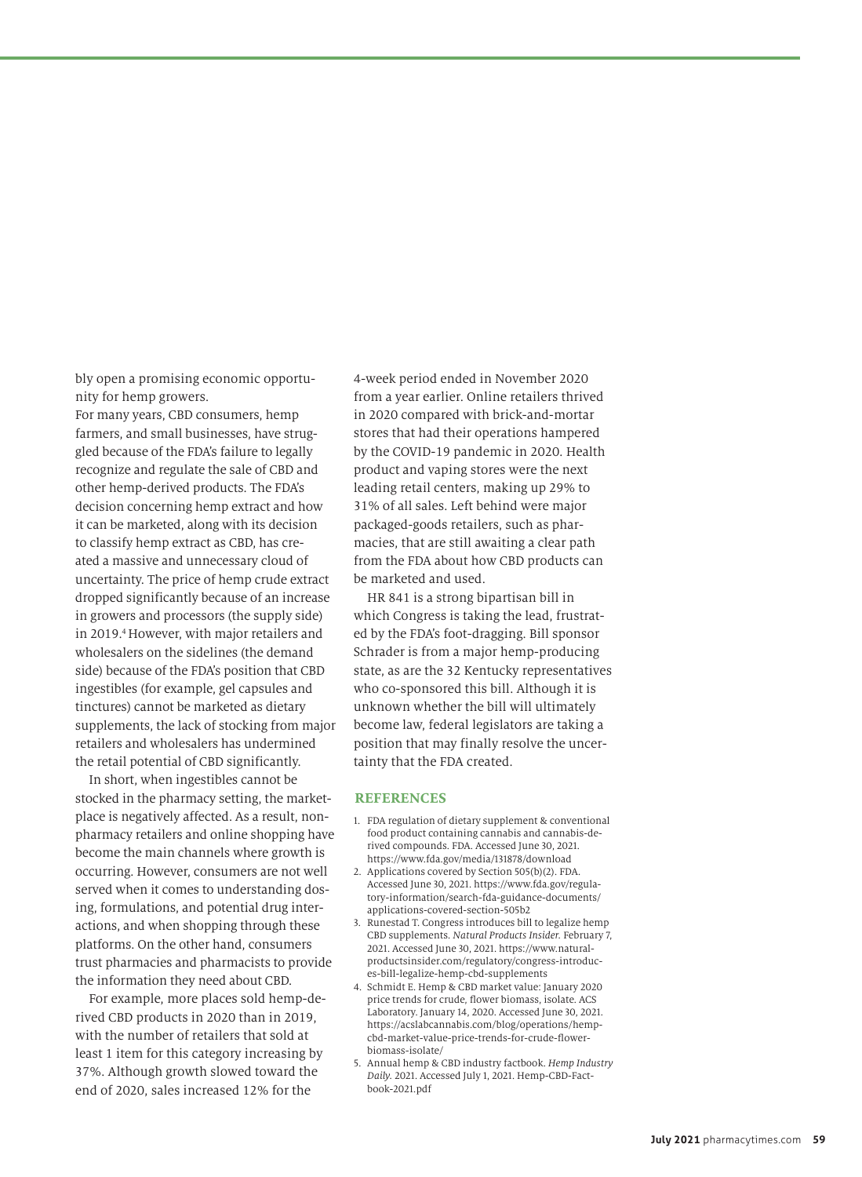bly open a promising economic opportunity for hemp growers.

For many years, CBD consumers, hemp farmers, and small businesses, have struggled because of the FDA's failure to legally recognize and regulate the sale of CBD and other hemp-derived products. The FDA's decision concerning hemp extract and how it can be marketed, along with its decision to classify hemp extract as CBD, has created a massive and unnecessary cloud of uncertainty. The price of hemp crude extract dropped significantly because of an increase in growers and processors (the supply side) in 2019.[4] However, with major retailers and wholesalers on the sidelines (the demand side) because of the FDA's position that CBD ingestibles (for example, gel capsules and tinctures) cannot be marketed as dietary supplements, the lack of stocking from major retailers and wholesalers has undermined the retail potential of CBD significantly.

In short, when ingestibles cannot be stocked in the pharmacy setting, the marketplace is negatively affected. As a result, nonpharmacy retailers and online shopping have become the main channels where growth is occurring. However, consumers are not well served when it comes to understanding dosing, formulations, and potential drug interactions, and when shopping through these platforms. On the other hand, consumers trust pharmacies and pharmacists to provide the information they need about CBD.

For example, more places sold hemp-derived CBD products in 2020 than in 2019, with the number of retailers that sold at least 1 item for this category increasing by 37%. Although growth slowed toward the end of 2020, sales increased 12% for the 4-week period ended in November 2020 from a year earlier. Online retailers thrived in 2020 compared with brick-and-mortar stores that had their operations hampered by the COVID-19 pandemic in 2020. Health product and vaping stores were the next leading retail centers, making up 29% to 31% of all sales. Left behind were major packaged-goods retailers, such as pharmacies, that are still awaiting a clear path from the FDA about how CBD products can be marketed and used.

HR 841 is a strong bipartisan bill in which Congress is taking the lead, frustrated by the FDA's foot-dragging. Bill sponsor Schrader is from a major hemp-producing state, as are the 32 Kentucky representatives who co-sponsored this bill. Although it is unknown whether the bill will ultimately become law, federal legislators are taking a position that may finally resolve the uncertainty that the FDA created.

## REFERENCES

1. FDA regulation of dietary supplement & conventional food product containing cannabis and cannabis-derived compounds. FDA. Accessed June 30, 2021. https://www.fda.gov/media/131878/download
2. Applications covered by Section 505(b)(2). FDA. Accessed June 30, 2021. https://www.fda.gov/regulatory-information/search-fda-guidance-documents/applications-covered-section-505b2
3. Runestad T. Congress introduces bill to legalize hemp CBD supplements. *Natural Products Insider.* February 7, 2021. Accessed June 30, 2021. https://www.naturalproductsinsider.com/regulatory/congress-introduces-bill-legalize-hemp-cbd-supplements
4. Schmidt E. Hemp & CBD market value: January 2020 price trends for crude, flower biomass, isolate. ACS Laboratory. January 14, 2020. Accessed June 30, 2021. https://acslabcannabis.com/blog/operations/hemp-cbd-market-value-price-trends-for-crude-flower-biomass-isolate/
5. Annual hemp & CBD industry factbook. *Hemp Industry Daily.* 2021. Accessed July 1, 2021. Hemp-CBD-Factbook-2021.pdf